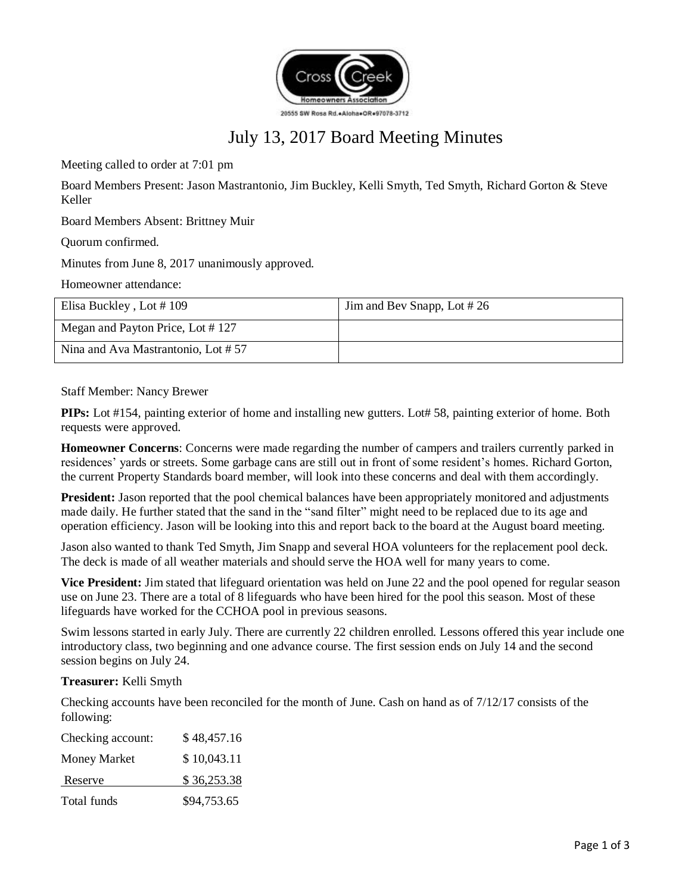Cross Creek Homeowners Association

20555 SW Rosa Rd.•Aloha•OR•97078-3712

# July 13, 2017 Board Meeting Minutes

Meeting called to order at 7:01 pm

Board Members Present: Jason Mastrantonio, Jim Buckley, Kelli Smyth, Ted Smyth, Richard Gorton & Steve Keller

Board Members Absent: Brittney Muir

Quorum confirmed.

Minutes from June 8, 2017 unanimously approved.

Homeowner attendance:

| | |
|---|---|
| Elisa Buckley , Lot # 109 | Jim and Bev Snapp, Lot # 26 |
| Megan and Payton Price, Lot # 127 | |
| Nina and Ava Mastrantonio, Lot # 57 | |

Staff Member: Nancy Brewer

**PIPs:** Lot #154, painting exterior of home and installing new gutters. Lot# 58, painting exterior of home. Both requests were approved.

**Homeowner Concerns**: Concerns were made regarding the number of campers and trailers currently parked in residences' yards or streets. Some garbage cans are still out in front of some resident's homes. Richard Gorton, the current Property Standards board member, will look into these concerns and deal with them accordingly.

**President:** Jason reported that the pool chemical balances have been appropriately monitored and adjustments made daily. He further stated that the sand in the "sand filter" might need to be replaced due to its age and operation efficiency. Jason will be looking into this and report back to the board at the August board meeting.

Jason also wanted to thank Ted Smyth, Jim Snapp and several HOA volunteers for the replacement pool deck. The deck is made of all weather materials and should serve the HOA well for many years to come.

**Vice President:** Jim stated that lifeguard orientation was held on June 22 and the pool opened for regular season use on June 23. There are a total of 8 lifeguards who have been hired for the pool this season. Most of these lifeguards have worked for the CCHOA pool in previous seasons.

Swim lessons started in early July. There are currently 22 children enrolled. Lessons offered this year include one introductory class, two beginning and one advance course. The first session ends on July 14 and the second session begins on July 24.

**Treasurer:** Kelli Smyth

Checking accounts have been reconciled for the month of June. Cash on hand as of 7/12/17 consists of the following:

| | |
|---|---|
| Checking account: | $ 48,457.16 |
| Money Market | $ 10,043.11 |
| Reserve | $ 36,253.38 |
| Total funds | $94,753.65 |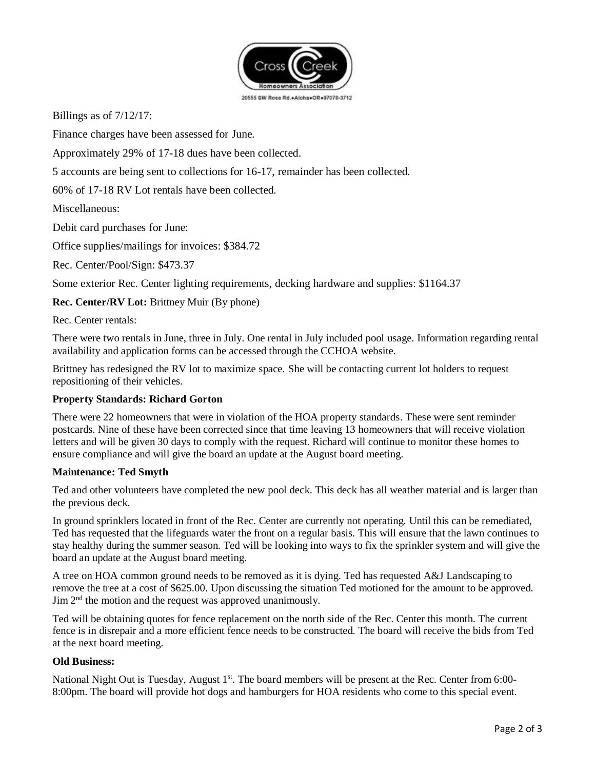Billings as of 7/12/17:

Finance charges have been assessed for June.

Approximately 29% of 17-18 dues have been collected.

5 accounts are being sent to collections for 16-17, remainder has been collected.

60% of 17-18 RV Lot rentals have been collected.

Miscellaneous:

Debit card purchases for June:

Office supplies/mailings for invoices: $384.72

Rec. Center/Pool/Sign: $473.37

Some exterior Rec. Center lighting requirements, decking hardware and supplies: $1164.37

**Rec. Center/RV Lot:** Brittney Muir (By phone)

Rec. Center rentals:

There were two rentals in June, three in July. One rental in July included pool usage. Information regarding rental availability and application forms can be accessed through the CCHOA website.

Brittney has redesigned the RV lot to maximize space. She will be contacting current lot holders to request repositioning of their vehicles.

**Property Standards: Richard Gorton**

There were 22 homeowners that were in violation of the HOA property standards. These were sent reminder postcards. Nine of these have been corrected since that time leaving 13 homeowners that will receive violation letters and will be given 30 days to comply with the request. Richard will continue to monitor these homes to ensure compliance and will give the board an update at the August board meeting.

**Maintenance: Ted Smyth**

Ted and other volunteers have completed the new pool deck. This deck has all weather material and is larger than the previous deck.

In ground sprinklers located in front of the Rec. Center are currently not operating. Until this can be remediated, Ted has requested that the lifeguards water the front on a regular basis. This will ensure that the lawn continues to stay healthy during the summer season. Ted will be looking into ways to fix the sprinkler system and will give the board an update at the August board meeting.

A tree on HOA common ground needs to be removed as it is dying. Ted has requested A&J Landscaping to remove the tree at a cost of $625.00. Upon discussing the situation Ted motioned for the amount to be approved. Jim 2nd the motion and the request was approved unanimously.

Ted will be obtaining quotes for fence replacement on the north side of the Rec. Center this month. The current fence is in disrepair and a more efficient fence needs to be constructed. The board will receive the bids from Ted at the next board meeting.

**Old Business:**

National Night Out is Tuesday, August 1st. The board members will be present at the Rec. Center from 6:00-8:00pm. The board will provide hot dogs and hamburgers for HOA residents who come to this special event.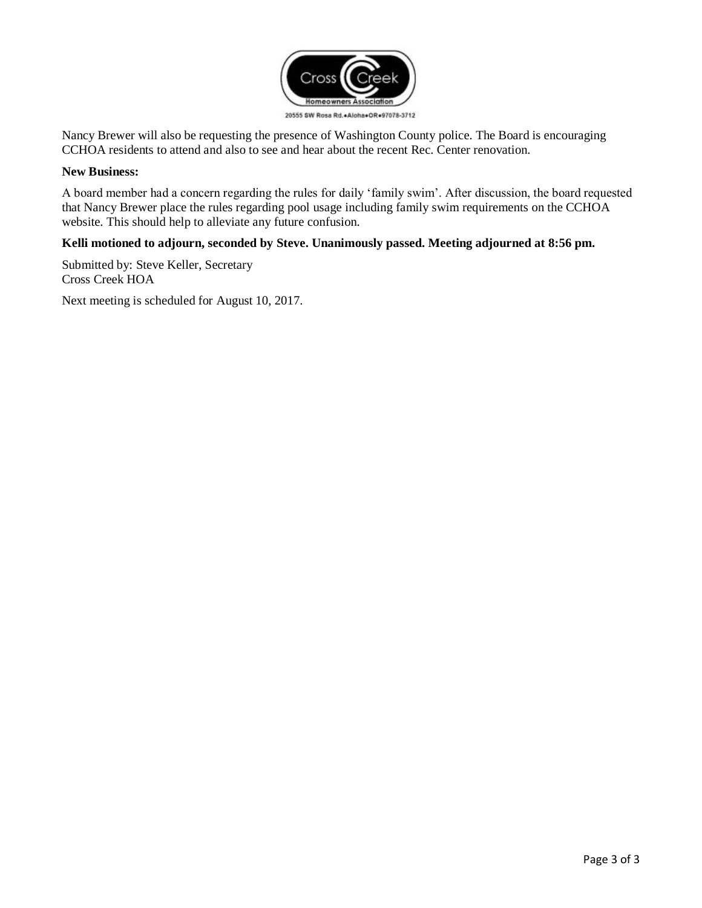Nancy Brewer will also be requesting the presence of Washington County police. The Board is encouraging CCHOA residents to attend and also to see and hear about the recent Rec. Center renovation.

**New Business:**

A board member had a concern regarding the rules for daily 'family swim'. After discussion, the board requested that Nancy Brewer place the rules regarding pool usage including family swim requirements on the CCHOA website. This should help to alleviate any future confusion.

**Kelli motioned to adjourn, seconded by Steve. Unanimously passed. Meeting adjourned at 8:56 pm.**

Submitted by: Steve Keller, Secretary
Cross Creek HOA

Next meeting is scheduled for August 10, 2017.